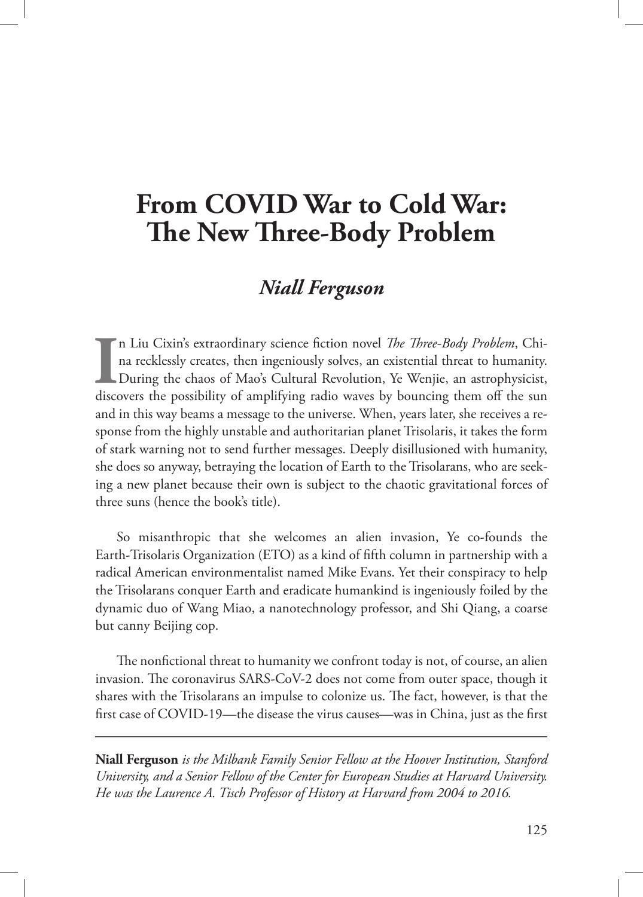# From COVID War to Cold War: The New Three-Body Problem

## *Niall Ferguson*

In Liu Cixin's extraordinary science fiction novel *The Three-Body Problem*, China recklessly creates, then ingeniously solves, an existential threat to humanity. During the chaos of Mao's Cultural Revolution, Ye Wenjie, an astrophysicist, discovers the possibility of amplifying radio waves by bouncing them off the sun and in this way beams a message to the universe. When, years later, she receives a response from the highly unstable and authoritarian planet Trisolaris, it takes the form of stark warning not to send further messages. Deeply disillusioned with humanity, she does so anyway, betraying the location of Earth to the Trisolarans, who are seeking a new planet because their own is subject to the chaotic gravitational forces of three suns (hence the book's title).

So misanthropic that she welcomes an alien invasion, Ye co-founds the Earth-Trisolaris Organization (ETO) as a kind of fifth column in partnership with a radical American environmentalist named Mike Evans. Yet their conspiracy to help the Trisolarans conquer Earth and eradicate humankind is ingeniously foiled by the dynamic duo of Wang Miao, a nanotechnology professor, and Shi Qiang, a coarse but canny Beijing cop.

The nonfictional threat to humanity we confront today is not, of course, an alien invasion. The coronavirus SARS-CoV-2 does not come from outer space, though it shares with the Trisolarans an impulse to colonize us. The fact, however, is that the first case of COVID-19—the disease the virus causes—was in China, just as the first

---

**Niall Ferguson** *is the Milbank Family Senior Fellow at the Hoover Institution, Stanford University, and a Senior Fellow of the Center for European Studies at Harvard University. He was the Laurence A. Tisch Professor of History at Harvard from 2004 to 2016.*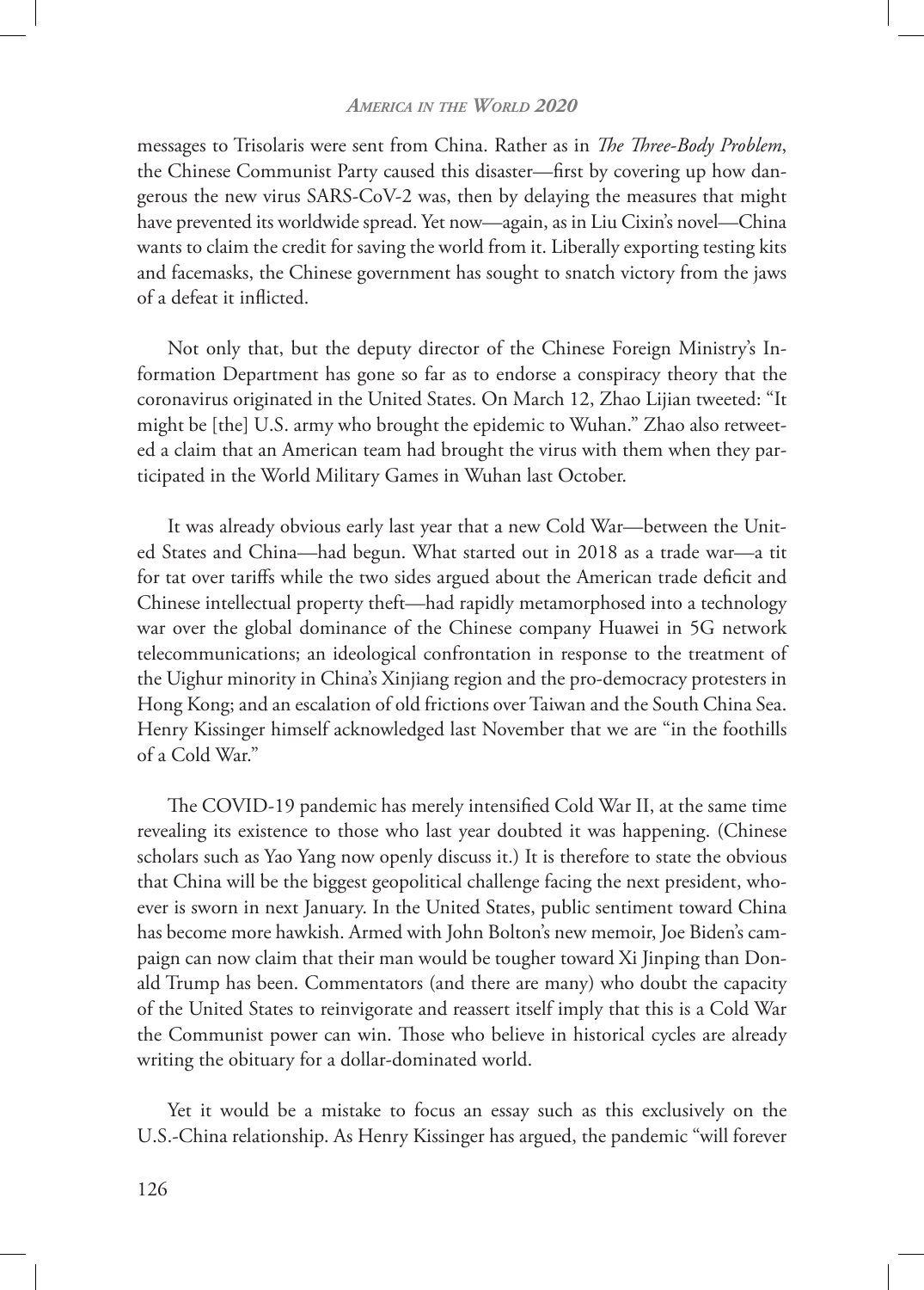messages to Trisolaris were sent from China. Rather as in *The Three-Body Problem*, the Chinese Communist Party caused this disaster—first by covering up how dangerous the new virus SARS-CoV-2 was, then by delaying the measures that might have prevented its worldwide spread. Yet now—again, as in Liu Cixin's novel—China wants to claim the credit for saving the world from it. Liberally exporting testing kits and facemasks, the Chinese government has sought to snatch victory from the jaws of a defeat it inflicted.

Not only that, but the deputy director of the Chinese Foreign Ministry's Information Department has gone so far as to endorse a conspiracy theory that the coronavirus originated in the United States. On March 12, Zhao Lijian tweeted: "It might be [the] U.S. army who brought the epidemic to Wuhan." Zhao also retweeted a claim that an American team had brought the virus with them when they participated in the World Military Games in Wuhan last October.

It was already obvious early last year that a new Cold War—between the United States and China—had begun. What started out in 2018 as a trade war—a tit for tat over tariffs while the two sides argued about the American trade deficit and Chinese intellectual property theft—had rapidly metamorphosed into a technology war over the global dominance of the Chinese company Huawei in 5G network telecommunications; an ideological confrontation in response to the treatment of the Uighur minority in China's Xinjiang region and the pro-democracy protesters in Hong Kong; and an escalation of old frictions over Taiwan and the South China Sea. Henry Kissinger himself acknowledged last November that we are "in the foothills of a Cold War."

The COVID-19 pandemic has merely intensified Cold War II, at the same time revealing its existence to those who last year doubted it was happening. (Chinese scholars such as Yao Yang now openly discuss it.) It is therefore to state the obvious that China will be the biggest geopolitical challenge facing the next president, whoever is sworn in next January. In the United States, public sentiment toward China has become more hawkish. Armed with John Bolton's new memoir, Joe Biden's campaign can now claim that their man would be tougher toward Xi Jinping than Donald Trump has been. Commentators (and there are many) who doubt the capacity of the United States to reinvigorate and reassert itself imply that this is a Cold War the Communist power can win. Those who believe in historical cycles are already writing the obituary for a dollar-dominated world.

Yet it would be a mistake to focus an essay such as this exclusively on the U.S.-China relationship. As Henry Kissinger has argued, the pandemic "will forever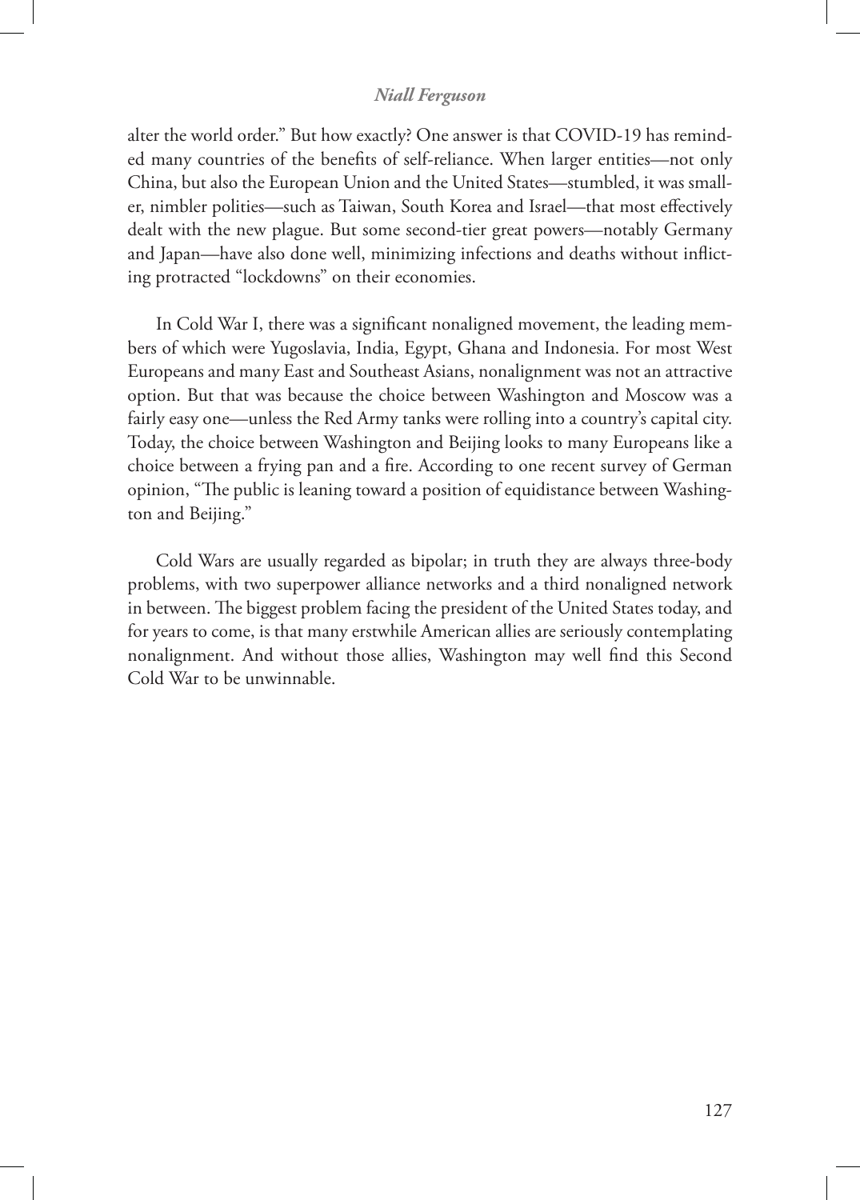alter the world order." But how exactly? One answer is that COVID-19 has reminded many countries of the benefits of self-reliance. When larger entities—not only China, but also the European Union and the United States—stumbled, it was smaller, nimbler polities—such as Taiwan, South Korea and Israel—that most effectively dealt with the new plague. But some second-tier great powers—notably Germany and Japan—have also done well, minimizing infections and deaths without inflicting protracted "lockdowns" on their economies.

In Cold War I, there was a significant nonaligned movement, the leading members of which were Yugoslavia, India, Egypt, Ghana and Indonesia. For most West Europeans and many East and Southeast Asians, nonalignment was not an attractive option. But that was because the choice between Washington and Moscow was a fairly easy one—unless the Red Army tanks were rolling into a country's capital city. Today, the choice between Washington and Beijing looks to many Europeans like a choice between a frying pan and a fire. According to one recent survey of German opinion, "The public is leaning toward a position of equidistance between Washington and Beijing."

Cold Wars are usually regarded as bipolar; in truth they are always three-body problems, with two superpower alliance networks and a third nonaligned network in between. The biggest problem facing the president of the United States today, and for years to come, is that many erstwhile American allies are seriously contemplating nonalignment. And without those allies, Washington may well find this Second Cold War to be unwinnable.